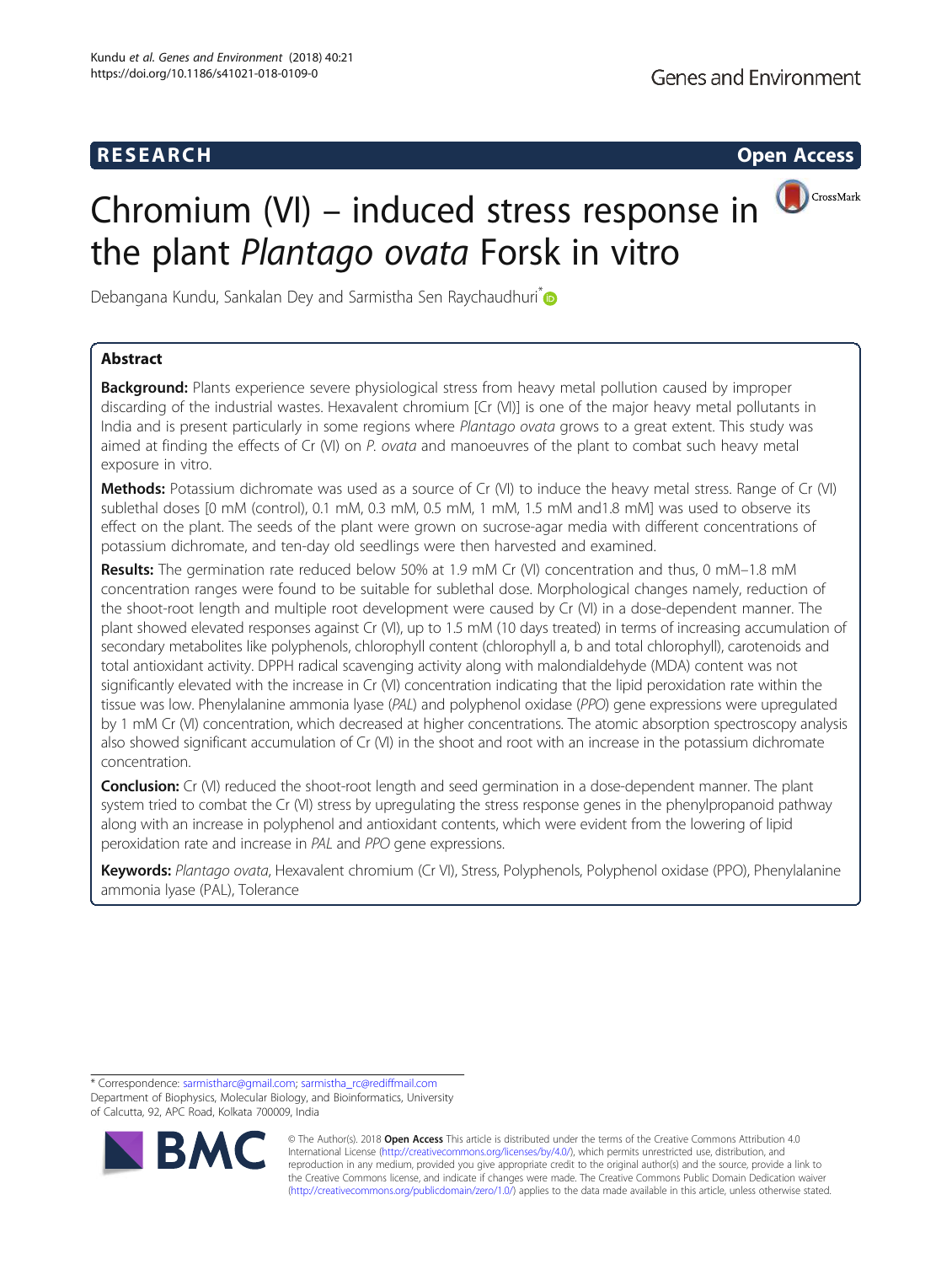**RESEARCH** **Open Access**

# Chromium (VI) – induced stress response in the plant *Plantago ovata* Forsk in vitro

Debangana Kundu, Sankalan Dey and Sarmistha Sen Raychaudhuri*

## Abstract

**Background:** Plants experience severe physiological stress from heavy metal pollution caused by improper discarding of the industrial wastes. Hexavalent chromium [Cr (VI)] is one of the major heavy metal pollutants in India and is present particularly in some regions where *Plantago ovata* grows to a great extent. This study was aimed at finding the effects of Cr (VI) on *P. ovata* and manoeuvres of the plant to combat such heavy metal exposure in vitro.

**Methods:** Potassium dichromate was used as a source of Cr (VI) to induce the heavy metal stress. Range of Cr (VI) sublethal doses [0 mM (control), 0.1 mM, 0.3 mM, 0.5 mM, 1 mM, 1.5 mM and1.8 mM] was used to observe its effect on the plant. The seeds of the plant were grown on sucrose-agar media with different concentrations of potassium dichromate, and ten-day old seedlings were then harvested and examined.

**Results:** The germination rate reduced below 50% at 1.9 mM Cr (VI) concentration and thus, 0 mM–1.8 mM concentration ranges were found to be suitable for sublethal dose. Morphological changes namely, reduction of the shoot-root length and multiple root development were caused by Cr (VI) in a dose-dependent manner. The plant showed elevated responses against Cr (VI), up to 1.5 mM (10 days treated) in terms of increasing accumulation of secondary metabolites like polyphenols, chlorophyll content (chlorophyll a, b and total chlorophyll), carotenoids and total antioxidant activity. DPPH radical scavenging activity along with malondialdehyde (MDA) content was not significantly elevated with the increase in Cr (VI) concentration indicating that the lipid peroxidation rate within the tissue was low. Phenylalanine ammonia lyase (*PAL*) and polyphenol oxidase (*PPO*) gene expressions were upregulated by 1 mM Cr (VI) concentration, which decreased at higher concentrations. The atomic absorption spectroscopy analysis also showed significant accumulation of Cr (VI) in the shoot and root with an increase in the potassium dichromate concentration.

**Conclusion:** Cr (VI) reduced the shoot-root length and seed germination in a dose-dependent manner. The plant system tried to combat the Cr (VI) stress by upregulating the stress response genes in the phenylpropanoid pathway along with an increase in polyphenol and antioxidant contents, which were evident from the lowering of lipid peroxidation rate and increase in *PAL* and *PPO* gene expressions.

**Keywords:** *Plantago ovata*, Hexavalent chromium (Cr VI), Stress, Polyphenols, Polyphenol oxidase (PPO), Phenylalanine ammonia lyase (PAL), Tolerance

---

* Correspondence: sarmistharc@gmail.com; sarmistha_rc@rediffmail.com
Department of Biophysics, Molecular Biology, and Bioinformatics, University of Calcutta, 92, APC Road, Kolkata 700009, India

© The Author(s). 2018 **Open Access** This article is distributed under the terms of the Creative Commons Attribution 4.0 International License (http://creativecommons.org/licenses/by/4.0/), which permits unrestricted use, distribution, and reproduction in any medium, provided you give appropriate credit to the original author(s) and the source, provide a link to the Creative Commons license, and indicate if changes were made. The Creative Commons Public Domain Dedication waiver (http://creativecommons.org/publicdomain/zero/1.0/) applies to the data made available in this article, unless otherwise stated.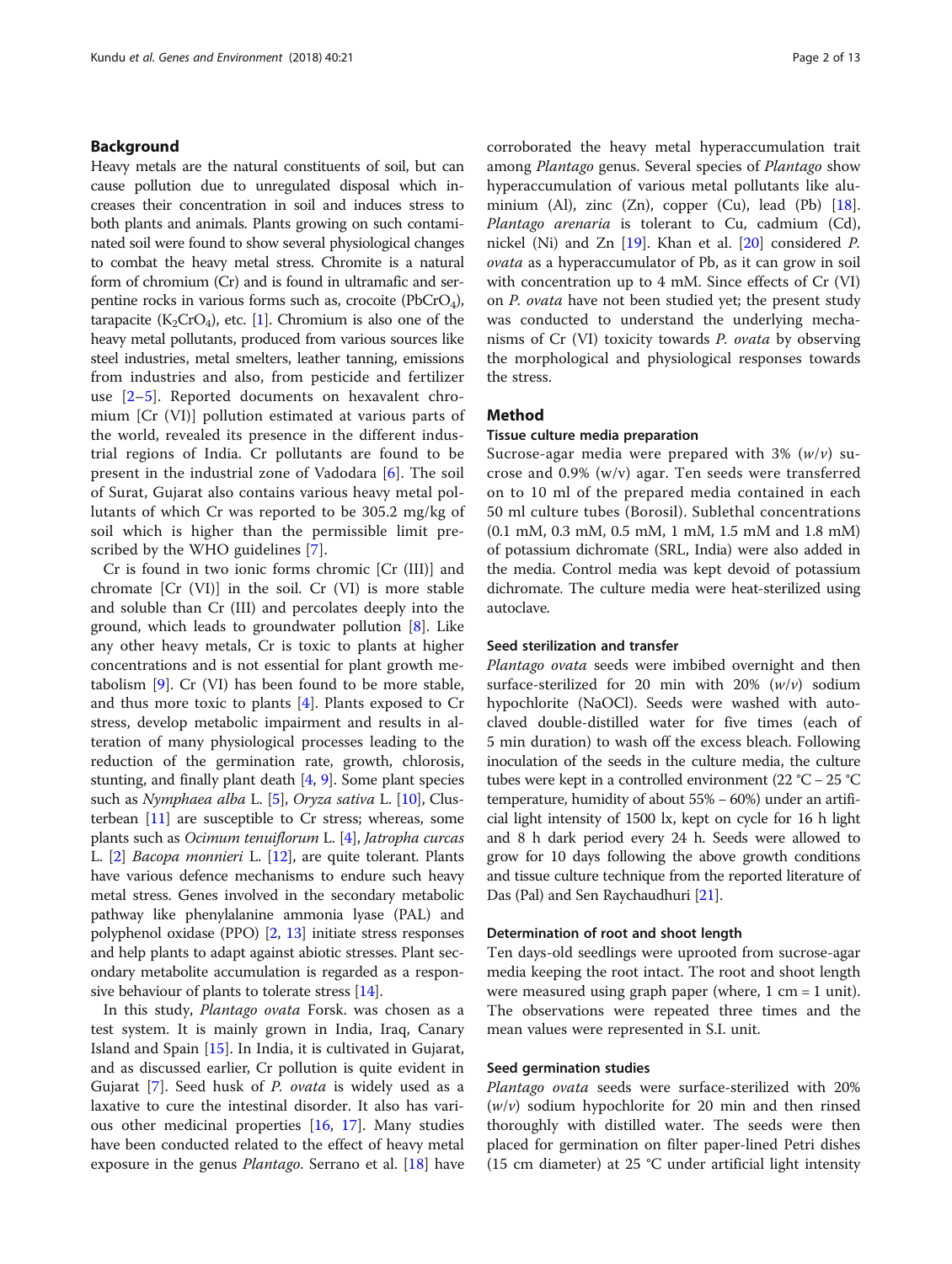## Background

Heavy metals are the natural constituents of soil, but can cause pollution due to unregulated disposal which increases their concentration in soil and induces stress to both plants and animals. Plants growing on such contaminated soil were found to show several physiological changes to combat the heavy metal stress. Chromite is a natural form of chromium (Cr) and is found in ultramafic and serpentine rocks in various forms such as, crocoite ($PbCrO_4$), tarapacite ($K_2CrO_4$), etc. [1]. Chromium is also one of the heavy metal pollutants, produced from various sources like steel industries, metal smelters, leather tanning, emissions from industries and also, from pesticide and fertilizer use [2–5]. Reported documents on hexavalent chromium [Cr (VI)] pollution estimated at various parts of the world, revealed its presence in the different industrial regions of India. Cr pollutants are found to be present in the industrial zone of Vadodara [6]. The soil of Surat, Gujarat also contains various heavy metal pollutants of which Cr was reported to be 305.2 mg/kg of soil which is higher than the permissible limit prescribed by the WHO guidelines [7].

Cr is found in two ionic forms chromic [Cr (III)] and chromate [Cr (VI)] in the soil. Cr (VI) is more stable and soluble than Cr (III) and percolates deeply into the ground, which leads to groundwater pollution [8]. Like any other heavy metals, Cr is toxic to plants at higher concentrations and is not essential for plant growth metabolism [9]. Cr (VI) has been found to be more stable, and thus more toxic to plants [4]. Plants exposed to Cr stress, develop metabolic impairment and results in alteration of many physiological processes leading to the reduction of the germination rate, growth, chlorosis, stunting, and finally plant death [4, 9]. Some plant species such as *Nymphaea alba* L. [5], *Oryza sativa* L. [10], Clusterbean [11] are susceptible to Cr stress; whereas, some plants such as *Ocimum tenuiflorum* L. [4], *Jatropha curcas* L. [2] *Bacopa monnieri* L. [12], are quite tolerant. Plants have various defence mechanisms to endure such heavy metal stress. Genes involved in the secondary metabolic pathway like phenylalanine ammonia lyase (PAL) and polyphenol oxidase (PPO) [2, 13] initiate stress responses and help plants to adapt against abiotic stresses. Plant secondary metabolite accumulation is regarded as a responsive behaviour of plants to tolerate stress [14].

In this study, *Plantago ovata* Forsk. was chosen as a test system. It is mainly grown in India, Iraq, Canary Island and Spain [15]. In India, it is cultivated in Gujarat, and as discussed earlier, Cr pollution is quite evident in Gujarat [7]. Seed husk of *P. ovata* is widely used as a laxative to cure the intestinal disorder. It also has various other medicinal properties [16, 17]. Many studies have been conducted related to the effect of heavy metal exposure in the genus *Plantago*. Serrano et al. [18] have corroborated the heavy metal hyperaccumulation trait among *Plantago* genus. Several species of *Plantago* show hyperaccumulation of various metal pollutants like aluminium (Al), zinc (Zn), copper (Cu), lead (Pb) [18]. *Plantago arenaria* is tolerant to Cu, cadmium (Cd), nickel (Ni) and Zn [19]. Khan et al. [20] considered *P. ovata* as a hyperaccumulator of Pb, as it can grow in soil with concentration up to 4 mM. Since effects of Cr (VI) on *P. ovata* have not been studied yet; the present study was conducted to understand the underlying mechanisms of Cr (VI) toxicity towards *P. ovata* by observing the morphological and physiological responses towards the stress.

## Method

### Tissue culture media preparation

Sucrose-agar media were prepared with 3% (*w*/*v*) sucrose and 0.9% (w/v) agar. Ten seeds were transferred on to 10 ml of the prepared media contained in each 50 ml culture tubes (Borosil). Sublethal concentrations (0.1 mM, 0.3 mM, 0.5 mM, 1 mM, 1.5 mM and 1.8 mM) of potassium dichromate (SRL, India) were also added in the media. Control media was kept devoid of potassium dichromate. The culture media were heat-sterilized using autoclave.

### Seed sterilization and transfer

*Plantago ovata* seeds were imbibed overnight and then surface-sterilized for 20 min with 20% (*w*/*v*) sodium hypochlorite (NaOCl). Seeds were washed with autoclaved double-distilled water for five times (each of 5 min duration) to wash off the excess bleach. Following inoculation of the seeds in the culture media, the culture tubes were kept in a controlled environment (22 °C – 25 °C temperature, humidity of about 55% – 60%) under an artificial light intensity of 1500 lx, kept on cycle for 16 h light and 8 h dark period every 24 h. Seeds were allowed to grow for 10 days following the above growth conditions and tissue culture technique from the reported literature of Das (Pal) and Sen Raychaudhuri [21].

### Determination of root and shoot length

Ten days-old seedlings were uprooted from sucrose-agar media keeping the root intact. The root and shoot length were measured using graph paper (where, 1 cm = 1 unit). The observations were repeated three times and the mean values were represented in S.I. unit.

### Seed germination studies

*Plantago ovata* seeds were surface-sterilized with 20% (*w*/*v*) sodium hypochlorite for 20 min and then rinsed thoroughly with distilled water. The seeds were then placed for germination on filter paper-lined Petri dishes (15 cm diameter) at 25 °C under artificial light intensity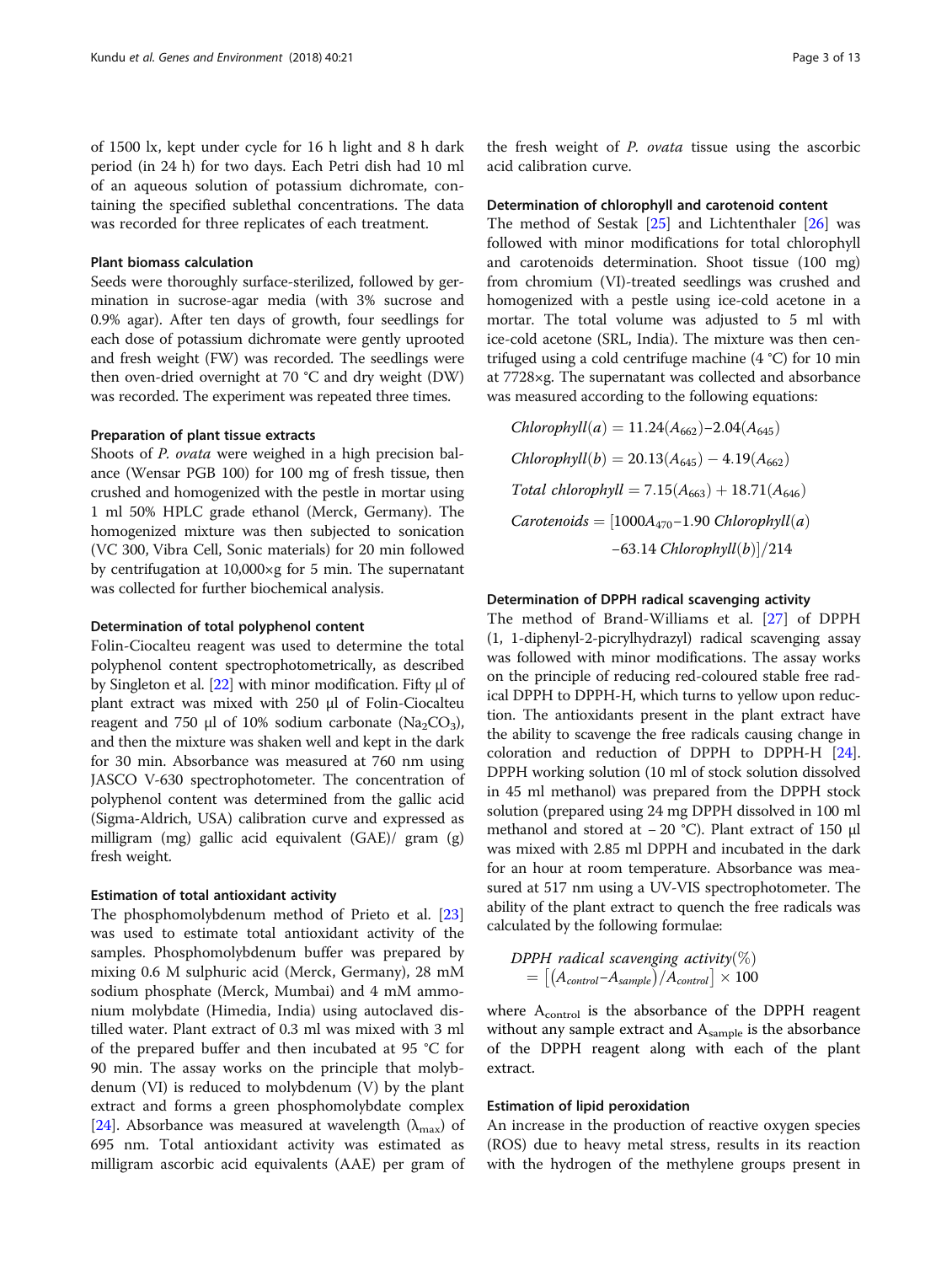of 1500 lx, kept under cycle for 16 h light and 8 h dark period (in 24 h) for two days. Each Petri dish had 10 ml of an aqueous solution of potassium dichromate, containing the specified sublethal concentrations. The data was recorded for three replicates of each treatment.

### Plant biomass calculation

Seeds were thoroughly surface-sterilized, followed by germination in sucrose-agar media (with 3% sucrose and 0.9% agar). After ten days of growth, four seedlings for each dose of potassium dichromate were gently uprooted and fresh weight (FW) was recorded. The seedlings were then oven-dried overnight at 70 °C and dry weight (DW) was recorded. The experiment was repeated three times.

### Preparation of plant tissue extracts

Shoots of *P. ovata* were weighed in a high precision balance (Wensar PGB 100) for 100 mg of fresh tissue, then crushed and homogenized with the pestle in mortar using 1 ml 50% HPLC grade ethanol (Merck, Germany). The homogenized mixture was then subjected to sonication (VC 300, Vibra Cell, Sonic materials) for 20 min followed by centrifugation at 10,000×g for 5 min. The supernatant was collected for further biochemical analysis.

### Determination of total polyphenol content

Folin-Ciocalteu reagent was used to determine the total polyphenol content spectrophotometrically, as described by Singleton et al. [22] with minor modification. Fifty μl of plant extract was mixed with 250 μl of Folin-Ciocalteu reagent and 750 μl of 10% sodium carbonate ($Na_2CO_3$), and then the mixture was shaken well and kept in the dark for 30 min. Absorbance was measured at 760 nm using JASCO V-630 spectrophotometer. The concentration of polyphenol content was determined from the gallic acid (Sigma-Aldrich, USA) calibration curve and expressed as milligram (mg) gallic acid equivalent (GAE)/ gram (g) fresh weight.

### Estimation of total antioxidant activity

The phosphomolybdenum method of Prieto et al. [23] was used to estimate total antioxidant activity of the samples. Phosphomolybdenum buffer was prepared by mixing 0.6 M sulphuric acid (Merck, Germany), 28 mM sodium phosphate (Merck, Mumbai) and 4 mM ammonium molybdate (Himedia, India) using autoclaved distilled water. Plant extract of 0.3 ml was mixed with 3 ml of the prepared buffer and then incubated at 95 °C for 90 min. The assay works on the principle that molybdenum (VI) is reduced to molybdenum (V) by the plant extract and forms a green phosphomolybdate complex [24]. Absorbance was measured at wavelength ($\lambda_{max}$) of 695 nm. Total antioxidant activity was estimated as milligram ascorbic acid equivalents (AAE) per gram of the fresh weight of *P. ovata* tissue using the ascorbic acid calibration curve.

### Determination of chlorophyll and carotenoid content

The method of Sestak [25] and Lichtenthaler [26] was followed with minor modifications for total chlorophyll and carotenoids determination. Shoot tissue (100 mg) from chromium (VI)-treated seedlings was crushed and homogenized with a pestle using ice-cold acetone in a mortar. The total volume was adjusted to 5 ml with ice-cold acetone (SRL, India). The mixture was then centrifuged using a cold centrifuge machine (4 °C) for 10 min at 7728×g. The supernatant was collected and absorbance was measured according to the following equations:

$$Chlorophyll(a) = 11.24(A_{662}) - 2.04(A_{645})$$

$$Chlorophyll(b) = 20.13(A_{645}) - 4.19(A_{662})$$

$$Total\ chlorophyll = 7.15(A_{663}) + 18.71(A_{646})$$

$$Carotenoids = [1000A_{470} - 1.90\ Chlorophyll(a) - 63.14\ Chlorophyll(b)]/214$$

### Determination of DPPH radical scavenging activity

The method of Brand-Williams et al. [27] of DPPH (1, 1-diphenyl-2-picrylhydrazyl) radical scavenging assay was followed with minor modifications. The assay works on the principle of reducing red-coloured stable free radical DPPH to DPPH-H, which turns to yellow upon reduction. The antioxidants present in the plant extract have the ability to scavenge the free radicals causing change in coloration and reduction of DPPH to DPPH-H [24]. DPPH working solution (10 ml of stock solution dissolved in 45 ml methanol) was prepared from the DPPH stock solution (prepared using 24 mg DPPH dissolved in 100 ml methanol and stored at − 20 °C). Plant extract of 150 μl was mixed with 2.85 ml DPPH and incubated in the dark for an hour at room temperature. Absorbance was measured at 517 nm using a UV-VIS spectrophotometer. The ability of the plant extract to quench the free radicals was calculated by the following formulae:

$$DPPH\ radical\ scavenging\ activity(\%) = \left[(A_{control} - A_{sample})/A_{control}\right] \times 100$$

where $A_{control}$ is the absorbance of the DPPH reagent without any sample extract and $A_{sample}$ is the absorbance of the DPPH reagent along with each of the plant extract.

### Estimation of lipid peroxidation

An increase in the production of reactive oxygen species (ROS) due to heavy metal stress, results in its reaction with the hydrogen of the methylene groups present in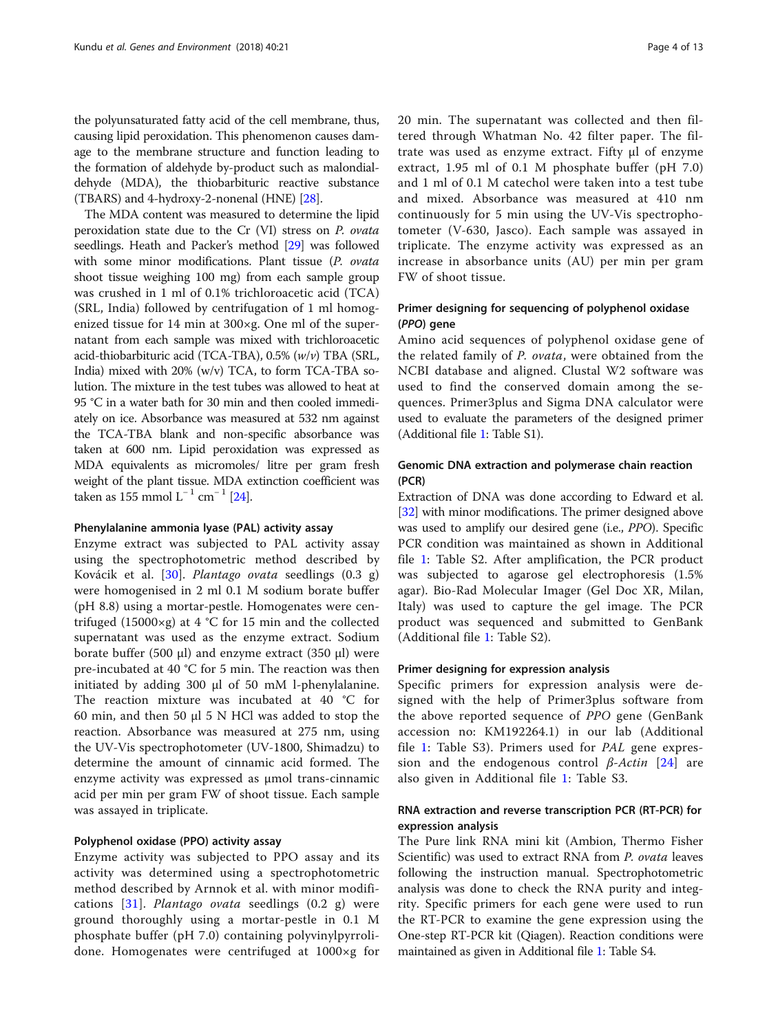the polyunsaturated fatty acid of the cell membrane, thus, causing lipid peroxidation. This phenomenon causes damage to the membrane structure and function leading to the formation of aldehyde by-product such as malondialdehyde (MDA), the thiobarbituric reactive substance (TBARS) and 4-hydroxy-2-nonenal (HNE) [28].

The MDA content was measured to determine the lipid peroxidation state due to the Cr (VI) stress on *P. ovata* seedlings. Heath and Packer's method [29] was followed with some minor modifications. Plant tissue (*P. ovata* shoot tissue weighing 100 mg) from each sample group was crushed in 1 ml of 0.1% trichloroacetic acid (TCA) (SRL, India) followed by centrifugation of 1 ml homogenized tissue for 14 min at 300×g. One ml of the supernatant from each sample was mixed with trichloroacetic acid-thiobarbituric acid (TCA-TBA), 0.5% (*w*/*v*) TBA (SRL, India) mixed with 20% (w/v) TCA, to form TCA-TBA solution. The mixture in the test tubes was allowed to heat at 95 °C in a water bath for 30 min and then cooled immediately on ice. Absorbance was measured at 532 nm against the TCA-TBA blank and non-specific absorbance was taken at 600 nm. Lipid peroxidation was expressed as MDA equivalents as micromoles/ litre per gram fresh weight of the plant tissue. MDA extinction coefficient was taken as 155 mmol $L^{-1}$ $cm^{-1}$ [24].

#### Phenylalanine ammonia lyase (PAL) activity assay

Enzyme extract was subjected to PAL activity assay using the spectrophotometric method described by Kovácik et al. [30]. *Plantago ovata* seedlings (0.3 g) were homogenised in 2 ml 0.1 M sodium borate buffer (pH 8.8) using a mortar-pestle. Homogenates were centrifuged (15000×g) at 4 °C for 15 min and the collected supernatant was used as the enzyme extract. Sodium borate buffer (500 μl) and enzyme extract (350 μl) were pre-incubated at 40 °C for 5 min. The reaction was then initiated by adding 300 μl of 50 mM l-phenylalanine. The reaction mixture was incubated at 40 °C for 60 min, and then 50 μl 5 N HCl was added to stop the reaction. Absorbance was measured at 275 nm, using the UV-Vis spectrophotometer (UV-1800, Shimadzu) to determine the amount of cinnamic acid formed. The enzyme activity was expressed as μmol trans-cinnamic acid per min per gram FW of shoot tissue. Each sample was assayed in triplicate.

#### Polyphenol oxidase (PPO) activity assay

Enzyme activity was subjected to PPO assay and its activity was determined using a spectrophotometric method described by Arnnok et al. with minor modifications [31]. *Plantago ovata* seedlings (0.2 g) were ground thoroughly using a mortar-pestle in 0.1 M phosphate buffer (pH 7.0) containing polyvinylpyrrolidone. Homogenates were centrifuged at 1000×g for 20 min. The supernatant was collected and then filtered through Whatman No. 42 filter paper. The filtrate was used as enzyme extract. Fifty μl of enzyme extract, 1.95 ml of 0.1 M phosphate buffer (pH 7.0) and 1 ml of 0.1 M catechol were taken into a test tube and mixed. Absorbance was measured at 410 nm continuously for 5 min using the UV-Vis spectrophotometer (V-630, Jasco). Each sample was assayed in triplicate. The enzyme activity was expressed as an increase in absorbance units (AU) per min per gram FW of shoot tissue.

#### Primer designing for sequencing of polyphenol oxidase (*PPO*) gene

Amino acid sequences of polyphenol oxidase gene of the related family of *P. ovata*, were obtained from the NCBI database and aligned. Clustal W2 software was used to find the conserved domain among the sequences. Primer3plus and Sigma DNA calculator were used to evaluate the parameters of the designed primer (Additional file 1: Table S1).

#### Genomic DNA extraction and polymerase chain reaction (PCR)

Extraction of DNA was done according to Edward et al. [32] with minor modifications. The primer designed above was used to amplify our desired gene (i.e., *PPO*). Specific PCR condition was maintained as shown in Additional file 1: Table S2. After amplification, the PCR product was subjected to agarose gel electrophoresis (1.5% agar). Bio-Rad Molecular Imager (Gel Doc XR, Milan, Italy) was used to capture the gel image. The PCR product was sequenced and submitted to GenBank (Additional file 1: Table S2).

#### Primer designing for expression analysis

Specific primers for expression analysis were designed with the help of Primer3plus software from the above reported sequence of *PPO* gene (GenBank accession no: KM192264.1) in our lab (Additional file 1: Table S3). Primers used for *PAL* gene expression and the endogenous control *β-Actin* [24] are also given in Additional file 1: Table S3.

#### RNA extraction and reverse transcription PCR (RT-PCR) for expression analysis

The Pure link RNA mini kit (Ambion, Thermo Fisher Scientific) was used to extract RNA from *P. ovata* leaves following the instruction manual. Spectrophotometric analysis was done to check the RNA purity and integrity. Specific primers for each gene were used to run the RT-PCR to examine the gene expression using the One-step RT-PCR kit (Qiagen). Reaction conditions were maintained as given in Additional file 1: Table S4.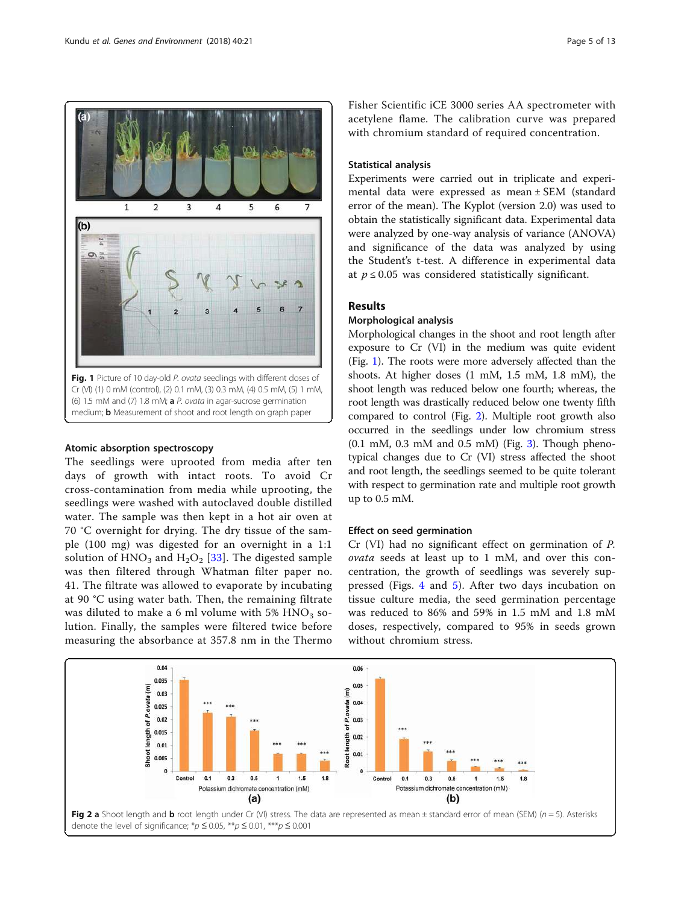(a)

1 2 3 4 5 6 7

(b)

1 2 3 4 5 6 7

**Fig. 1** Picture of 10 day-old *P. ovata* seedlings with different doses of Cr (VI) (1) 0 mM (control), (2) 0.1 mM, (3) 0.3 mM, (4) 0.5 mM, (5) 1 mM, (6) 1.5 mM and (7) 1.8 mM; **a** *P. ovata* in agar-sucrose germination medium; **b** Measurement of shoot and root length on graph paper

### Atomic absorption spectroscopy

The seedlings were uprooted from media after ten days of growth with intact roots. To avoid Cr cross-contamination from media while uprooting, the seedlings were washed with autoclaved double distilled water. The sample was then kept in a hot air oven at 70 °C overnight for drying. The dry tissue of the sample (100 mg) was digested for an overnight in a 1:1 solution of $HNO_3$ and $H_2O_2$ [33]. The digested sample was then filtered through Whatman filter paper no. 41. The filtrate was allowed to evaporate by incubating at 90 °C using water bath. Then, the remaining filtrate was diluted to make a 6 ml volume with 5% $HNO_3$ solution. Finally, the samples were filtered twice before measuring the absorbance at 357.8 nm in the Thermo Fisher Scientific iCE 3000 series AA spectrometer with acetylene flame. The calibration curve was prepared with chromium standard of required concentration.

### Statistical analysis

Experiments were carried out in triplicate and experimental data were expressed as mean ± SEM (standard error of the mean). The Kyplot (version 2.0) was used to obtain the statistically significant data. Experimental data were analyzed by one-way analysis of variance (ANOVA) and significance of the data was analyzed by using the Student's t-test. A difference in experimental data at $p \leq 0.05$ was considered statistically significant.

## Results

### Morphological analysis

Morphological changes in the shoot and root length after exposure to Cr (VI) in the medium was quite evident (Fig. 1). The roots were more adversely affected than the shoots. At higher doses (1 mM, 1.5 mM, 1.8 mM), the shoot length was reduced below one fourth; whereas, the root length was drastically reduced below one twenty fifth compared to control (Fig. 2). Multiple root growth also occurred in the seedlings under low chromium stress (0.1 mM, 0.3 mM and 0.5 mM) (Fig. 3). Though phenotypical changes due to Cr (VI) stress affected the shoot and root length, the seedlings seemed to be quite tolerant with respect to germination rate and multiple root growth up to 0.5 mM.

### Effect on seed germination

Cr (VI) had no significant effect on germination of *P. ovata* seeds at least up to 1 mM, and over this concentration, the growth of seedlings was severely suppressed (Figs. 4 and 5). After two days incubation on tissue culture media, the seed germination percentage was reduced to 86% and 59% in 1.5 mM and 1.8 mM doses, respectively, compared to 95% in seeds grown without chromium stress.

(a)

Shoot length of P.ovata (m)

0.04
0.035
0.03
0.025
0.02
0.015
0.01
0.005
0

Control 0.1 0.3 0.5 1 1.5 1.8

Potassium dichromate concentration (mM)

***

(b)

Root length of P.ovata (m)

0.06
0.05
0.04
0.03
0.02
0.01
0

Control 0.1 0.3 0.5 1 1.5 1.8

Potassium dichromate concentration (mM)

***

**Fig 2** **a** Shoot length and **b** root length under Cr (VI) stress. The data are represented as mean ± standard error of mean (SEM) ($n = 5$). Asterisks denote the level of significance; \*$p \leq 0.05$, \*\*$p \leq 0.01$, \*\*\*$p \leq 0.001$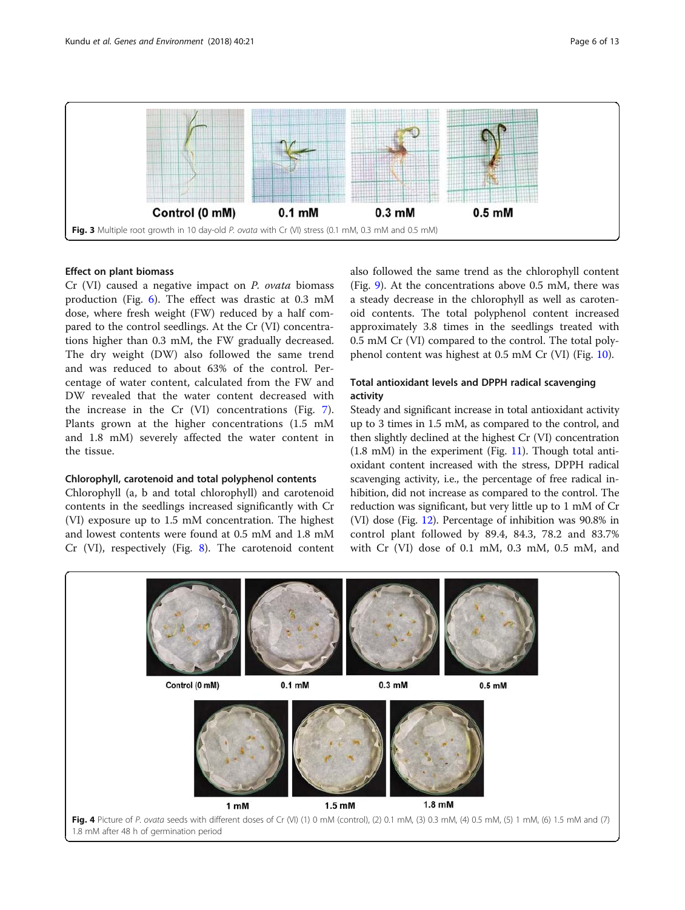Control (0 mM)

0.1 mM

0.3 mM

0.5 mM

**Fig. 3** Multiple root growth in 10 day-old *P. ovata* with Cr (VI) stress (0.1 mM, 0.3 mM and 0.5 mM)

### Effect on plant biomass

Cr (VI) caused a negative impact on *P. ovata* biomass production (Fig. 6). The effect was drastic at 0.3 mM dose, where fresh weight (FW) reduced by a half compared to the control seedlings. At the Cr (VI) concentrations higher than 0.3 mM, the FW gradually decreased. The dry weight (DW) also followed the same trend and was reduced to about 63% of the control. Percentage of water content, calculated from the FW and DW revealed that the water content decreased with the increase in the Cr (VI) concentrations (Fig. 7). Plants grown at the higher concentrations (1.5 mM and 1.8 mM) severely affected the water content in the tissue.

### Chlorophyll, carotenoid and total polyphenol contents

Chlorophyll (a, b and total chlorophyll) and carotenoid contents in the seedlings increased significantly with Cr (VI) exposure up to 1.5 mM concentration. The highest and lowest contents were found at 0.5 mM and 1.8 mM Cr (VI), respectively (Fig. 8). The carotenoid content also followed the same trend as the chlorophyll content (Fig. 9). At the concentrations above 0.5 mM, there was a steady decrease in the chlorophyll as well as carotenoid contents. The total polyphenol content increased approximately 3.8 times in the seedlings treated with 0.5 mM Cr (VI) compared to the control. The total polyphenol content was highest at 0.5 mM Cr (VI) (Fig. 10).

### Total antioxidant levels and DPPH radical scavenging activity

Steady and significant increase in total antioxidant activity up to 3 times in 1.5 mM, as compared to the control, and then slightly declined at the highest Cr (VI) concentration (1.8 mM) in the experiment (Fig. 11). Though total antioxidant content increased with the stress, DPPH radical scavenging activity, i.e., the percentage of free radical inhibition, did not increase as compared to the control. The reduction was significant, but very little up to 1 mM of Cr (VI) dose (Fig. 12). Percentage of inhibition was 90.8% in control plant followed by 89.4, 84.3, 78.2 and 83.7% with Cr (VI) dose of 0.1 mM, 0.3 mM, 0.5 mM, and

Control (0 mM)

0.1 mM

0.3 mM

0.5 mM

1 mM

1.5 mM

1.8 mM

**Fig. 4** Picture of *P. ovata* seeds with different doses of Cr (VI) (1) 0 mM (control), (2) 0.1 mM, (3) 0.3 mM, (4) 0.5 mM, (5) 1 mM, (6) 1.5 mM and (7) 1.8 mM after 48 h of germination period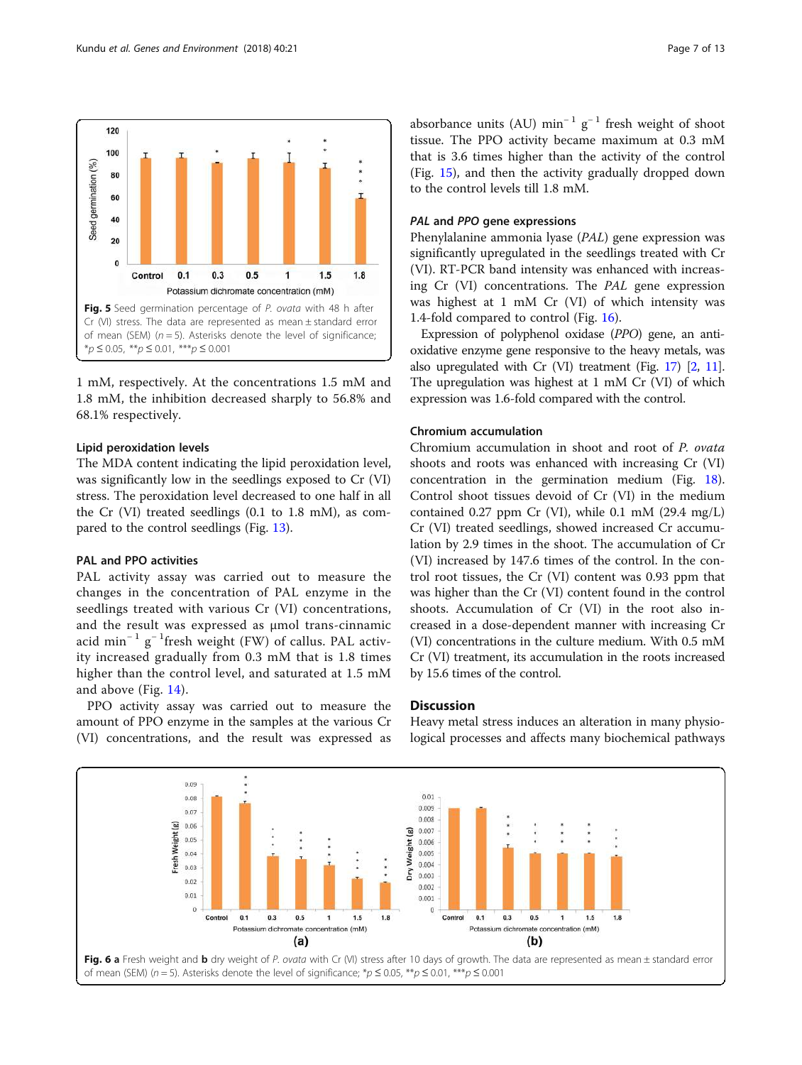120
100
80
60
40
20
0
Seed germination (%)
Control 0.1 0.3 0.5 1 1.5 1.8
Potassium dichromate concentration (mM)

**Fig. 5** Seed germination percentage of *P. ovata* with 48 h after Cr (VI) stress. The data are represented as mean ± standard error of mean (SEM) ($n = 5$). Asterisks denote the level of significance; *$p \leq 0.05$, **$p \leq 0.01$, ***$p \leq 0.001$

1 mM, respectively. At the concentrations 1.5 mM and 1.8 mM, the inhibition decreased sharply to 56.8% and 68.1% respectively.

### Lipid peroxidation levels

The MDA content indicating the lipid peroxidation level, was significantly low in the seedlings exposed to Cr (VI) stress. The peroxidation level decreased to one half in all the Cr (VI) treated seedlings (0.1 to 1.8 mM), as compared to the control seedlings (Fig. 13).

### PAL and PPO activities

PAL activity assay was carried out to measure the changes in the concentration of PAL enzyme in the seedlings treated with various Cr (VI) concentrations, and the result was expressed as μmol trans-cinnamic acid $min^{-1}$ $g^{-1}$fresh weight (FW) of callus. PAL activity increased gradually from 0.3 mM that is 1.8 times higher than the control level, and saturated at 1.5 mM and above (Fig. 14).

PPO activity assay was carried out to measure the amount of PPO enzyme in the samples at the various Cr (VI) concentrations, and the result was expressed as absorbance units (AU) $min^{-1}$ $g^{-1}$ fresh weight of shoot tissue. The PPO activity became maximum at 0.3 mM that is 3.6 times higher than the activity of the control (Fig. 15), and then the activity gradually dropped down to the control levels till 1.8 mM.

### *PAL* and *PPO* gene expressions

Phenylalanine ammonia lyase (*PAL*) gene expression was significantly upregulated in the seedlings treated with Cr (VI). RT-PCR band intensity was enhanced with increasing Cr (VI) concentrations. The *PAL* gene expression was highest at 1 mM Cr (VI) of which intensity was 1.4-fold compared to control (Fig. 16).

Expression of polyphenol oxidase (*PPO*) gene, an antioxidative enzyme gene responsive to the heavy metals, was also upregulated with Cr (VI) treatment (Fig. 17) [2, 11]. The upregulation was highest at 1 mM Cr (VI) of which expression was 1.6-fold compared with the control.

### Chromium accumulation

Chromium accumulation in shoot and root of *P. ovata* shoots and roots was enhanced with increasing Cr (VI) concentration in the germination medium (Fig. 18). Control shoot tissues devoid of Cr (VI) in the medium contained 0.27 ppm Cr (VI), while 0.1 mM (29.4 mg/L) Cr (VI) treated seedlings, showed increased Cr accumulation by 2.9 times in the shoot. The accumulation of Cr (VI) increased by 147.6 times of the control. In the control root tissues, the Cr (VI) content was 0.93 ppm that was higher than the Cr (VI) content found in the control shoots. Accumulation of Cr (VI) in the root also increased in a dose-dependent manner with increasing Cr (VI) concentrations in the culture medium. With 0.5 mM Cr (VI) treatment, its accumulation in the roots increased by 15.6 times of the control.

## Discussion

Heavy metal stress induces an alteration in many physiological processes and affects many biochemical pathways

0.09
0.08
0.07
0.06
0.05
0.04
0.03
0.02
0.01
0
Fresh Weight (g)
Control 0.1 0.3 0.5 1 1.5 1.8
Potassium dichromate concentration (mM)
(a)

0.01
0.009
0.008
0.007
0.006
0.005
0.004
0.003
0.002
0.001
0
Dry Weight (g)
Control 0.1 0.3 0.5 1 1.5 1.8
Potassium dichromate concentration (mM)
(b)

**Fig. 6** **a** Fresh weight and **b** dry weight of *P. ovata* with Cr (VI) stress after 10 days of growth. The data are represented as mean ± standard error of mean (SEM) ($n = 5$). Asterisks denote the level of significance; *$p \leq 0.05$, **$p \leq 0.01$, ***$p \leq 0.001$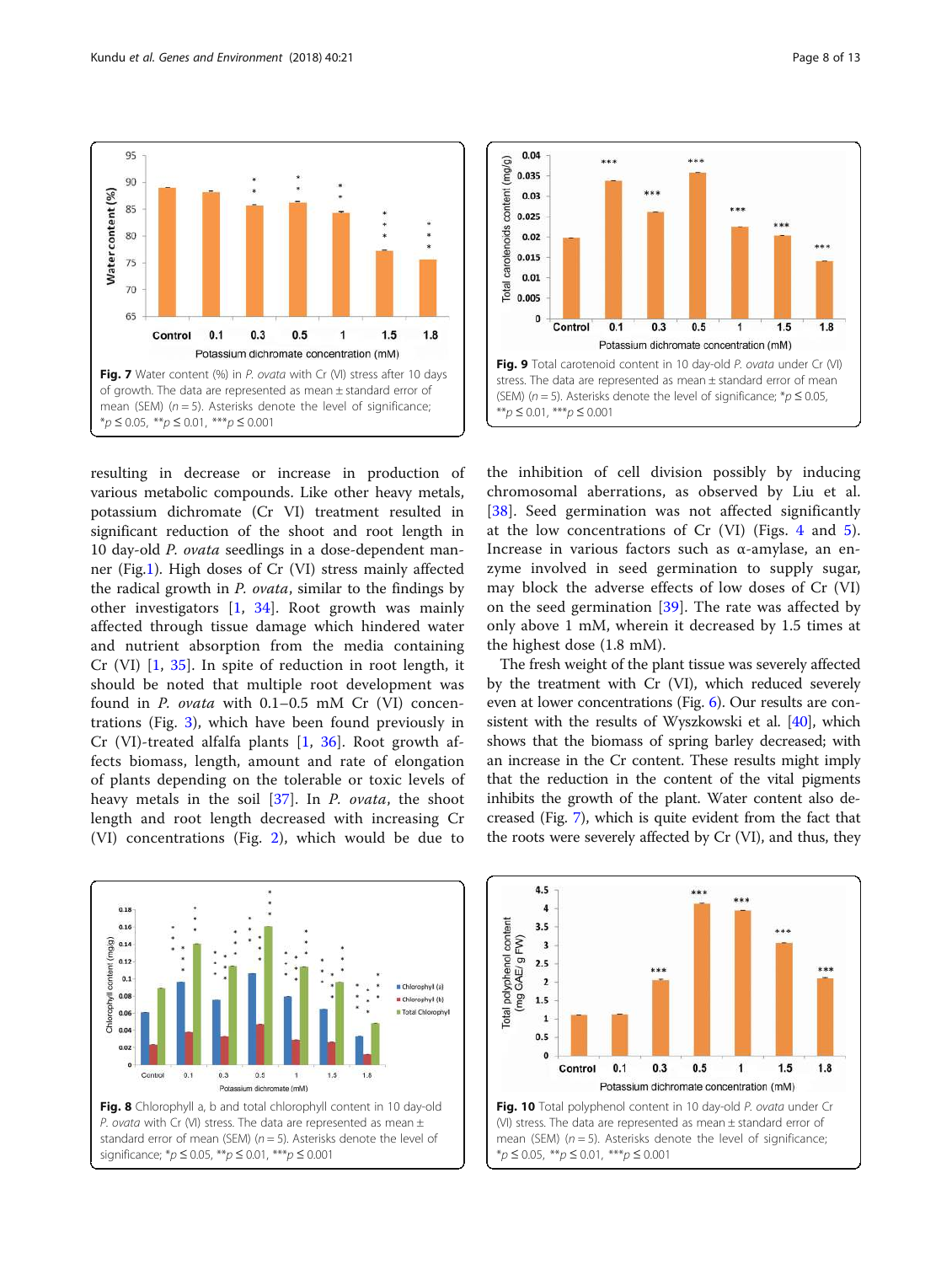95
90
85
80
75
70
65
Water content (%)
Control 0.1 0.3 0.5 1 1.5 1.8
Potassium dichromate concentration (mM)

**Fig. 7** Water content (%) in *P. ovata* with Cr (VI) stress after 10 days of growth. The data are represented as mean ± standard error of mean (SEM) ($n = 5$). Asterisks denote the level of significance; *$p \leq 0.05$, **$p \leq 0.01$, ***$p \leq 0.001$

0.04
0.035
0.03
0.025
0.02
0.015
0.01
0.005
0
Total carotenoids content (mg/g)
Control 0.1 0.3 0.5 1 1.5 1.8
Potassium dichromate concentration (mM)

**Fig. 9** Total carotenoid content in 10 day-old *P. ovata* under Cr (VI) stress. The data are represented as mean ± standard error of mean (SEM) ($n = 5$). Asterisks denote the level of significance; *$p \leq 0.05$, **$p \leq 0.01$, ***$p \leq 0.001$

resulting in decrease or increase in production of various metabolic compounds. Like other heavy metals, potassium dichromate (Cr VI) treatment resulted in significant reduction of the shoot and root length in 10 day-old *P. ovata* seedlings in a dose-dependent manner (Fig.1). High doses of Cr (VI) stress mainly affected the radical growth in *P. ovata*, similar to the findings by other investigators [1, 34]. Root growth was mainly affected through tissue damage which hindered water and nutrient absorption from the media containing Cr (VI) [1, 35]. In spite of reduction in root length, it should be noted that multiple root development was found in *P. ovata* with 0.1–0.5 mM Cr (VI) concentrations (Fig. 3), which have been found previously in Cr (VI)-treated alfalfa plants [1, 36]. Root growth affects biomass, length, amount and rate of elongation of plants depending on the tolerable or toxic levels of heavy metals in the soil [37]. In *P. ovata*, the shoot length and root length decreased with increasing Cr (VI) concentrations (Fig. 2), which would be due to the inhibition of cell division possibly by inducing chromosomal aberrations, as observed by Liu et al. [38]. Seed germination was not affected significantly at the low concentrations of Cr (VI) (Figs. 4 and 5). Increase in various factors such as α-amylase, an enzyme involved in seed germination to supply sugar, may block the adverse effects of low doses of Cr (VI) on the seed germination [39]. The rate was affected by only above 1 mM, wherein it decreased by 1.5 times at the highest dose (1.8 mM).

The fresh weight of the plant tissue was severely affected by the treatment with Cr (VI), which reduced severely even at lower concentrations (Fig. 6). Our results are consistent with the results of Wyszkowski et al. [40], which shows that the biomass of spring barley decreased; with an increase in the Cr content. These results might imply that the reduction in the content of the vital pigments inhibits the growth of the plant. Water content also decreased (Fig. 7), which is quite evident from the fact that the roots were severely affected by Cr (VI), and thus, they

0.18
0.16
0.14
0.12
0.1
0.08
0.06
0.04
0.02
0
Chlorophyll content (mg/g)
Control 0.1 0.3 0.5 1 1.5 1.8
Potassium dichromate (mM)
Chlorophyll (a)
Chlorophyll (b)
Total Chlorophyll

**Fig. 8** Chlorophyll a, b and total chlorophyll content in 10 day-old *P. ovata* with Cr (VI) stress. The data are represented as mean ± standard error of mean (SEM) ($n = 5$). Asterisks denote the level of significance; *$p \leq 0.05$, **$p \leq 0.01$, ***$p \leq 0.001$

4.5
4
3.5
3
2.5
2
1.5
1
0.5
0
Total polyphenol content (mg GAE/ g FW)
Control 0.1 0.3 0.5 1 1.5 1.8
Potassium dichromate concentration (mM)

**Fig. 10** Total polyphenol content in 10 day-old *P. ovata* under Cr (VI) stress. The data are represented as mean ± standard error of mean (SEM) ($n = 5$). Asterisks denote the level of significance; *$p \leq 0.05$, **$p \leq 0.01$, ***$p \leq 0.001$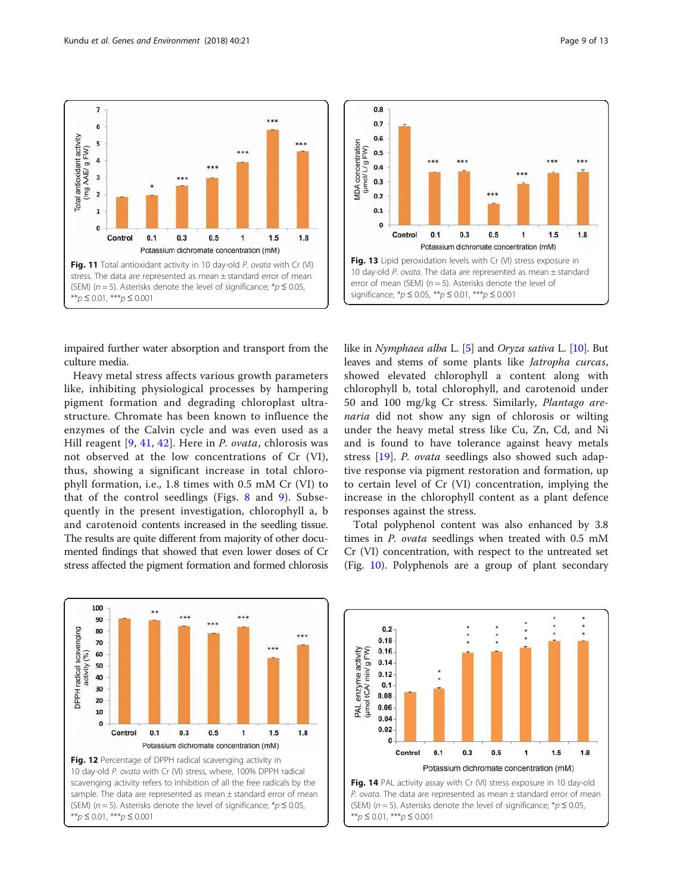Total antioxidant activity (mg AAE/ g FW)

7
6
5
4
3
2
1
0

Control 0.1 0.3 0.5 1 1.5 1.8

*
***
***
***
***
***

Potassium dichromate concentration (mM)

**Fig. 11** Total antioxidant activity in 10 day-old *P. ovata* with Cr (VI) stress. The data are represented as mean ± standard error of mean (SEM) ($n = 5$). Asterisks denote the level of significance; *$p \leq 0.05$, **$p \leq 0.01$, ***$p \leq 0.001$

MDA concentration (μmol/ L/ g FW)

0.8
0.7
0.6
0.5
0.4
0.3
0.2
0.1
0

Control 0.1 0.3 0.5 1 1.5 1.8

***
***
***
***
***
***

Potassium dichromate concentration (mM)

**Fig. 13** Lipid peroxidation levels with Cr (VI) stress exposure in 10 day-old *P. ovata*. The data are represented as mean ± standard error of mean (SEM) ($n = 5$). Asterisks denote the level of significance; *$p \leq 0.05$, **$p \leq 0.01$, ***$p \leq 0.001$

impaired further water absorption and transport from the culture media.

Heavy metal stress affects various growth parameters like, inhibiting physiological processes by hampering pigment formation and degrading chloroplast ultrastructure. Chromate has been known to influence the enzymes of the Calvin cycle and was even used as a Hill reagent [9, 41, 42]. Here in *P. ovata*, chlorosis was not observed at the low concentrations of Cr (VI), thus, showing a significant increase in total chlorophyll formation, i.e., 1.8 times with 0.5 mM Cr (VI) to that of the control seedlings (Figs. 8 and 9). Subsequently in the present investigation, chlorophyll a, b and carotenoid contents increased in the seedling tissue. The results are quite different from majority of other documented findings that showed that even lower doses of Cr stress affected the pigment formation and formed chlorosis like in *Nymphaea alba* L. [5] and *Oryza sativa* L. [10]. But leaves and stems of some plants like *Jatropha curcas*, showed elevated chlorophyll a content along with chlorophyll b, total chlorophyll, and carotenoid under 50 and 100 mg/kg Cr stress. Similarly, *Plantago arenaria* did not show any sign of chlorosis or wilting under the heavy metal stress like Cu, Zn, Cd, and Ni and is found to have tolerance against heavy metals stress [19]. *P. ovata* seedlings also showed such adaptive response via pigment restoration and formation, up to certain level of Cr (VI) concentration, implying the increase in the chlorophyll content as a plant defence responses against the stress.

Total polyphenol content was also enhanced by 3.8 times in *P. ovata* seedlings when treated with 0.5 mM Cr (VI) concentration, with respect to the untreated set (Fig. 10). Polyphenols are a group of plant secondary

DPPH radical scavenging activity (%)

100
90
80
70
60
50
40
30
20
10
0

Control 0.1 0.3 0.5 1 1.5 1.8

**
***
***
***
***
***

Potassium dichromate concentration (mM)

**Fig. 12** Percentage of DPPH radical scavenging activity in 10 day-old *P. ovata* with Cr (VI) stress, where, 100% DPPH radical scavenging activity refers to inhibition of all the free radicals by the sample. The data are represented as mean ± standard error of mean (SEM) ($n = 5$). Asterisks denote the level of significance; *$p \leq 0.05$, **$p \leq 0.01$, ***$p \leq 0.001$

PAL enzyme activity (μmol tCA/ min/ g FW)

0.2
0.18
0.16
0.14
0.12
0.1
0.08
0.06
0.04
0.02
0

Control 0.1 0.3 0.5 1 1.5 1.8

**
***
***
***
***
***

Potassium dichromate concentration (mM)

**Fig. 14** PAL activity assay with Cr (VI) stress exposure in 10 day-old *P. ovata*. The data are represented as mean ± standard error of mean (SEM) ($n = 5$). Asterisks denote the level of significance; *$p \leq 0.05$, **$p \leq 0.01$, ***$p \leq 0.001$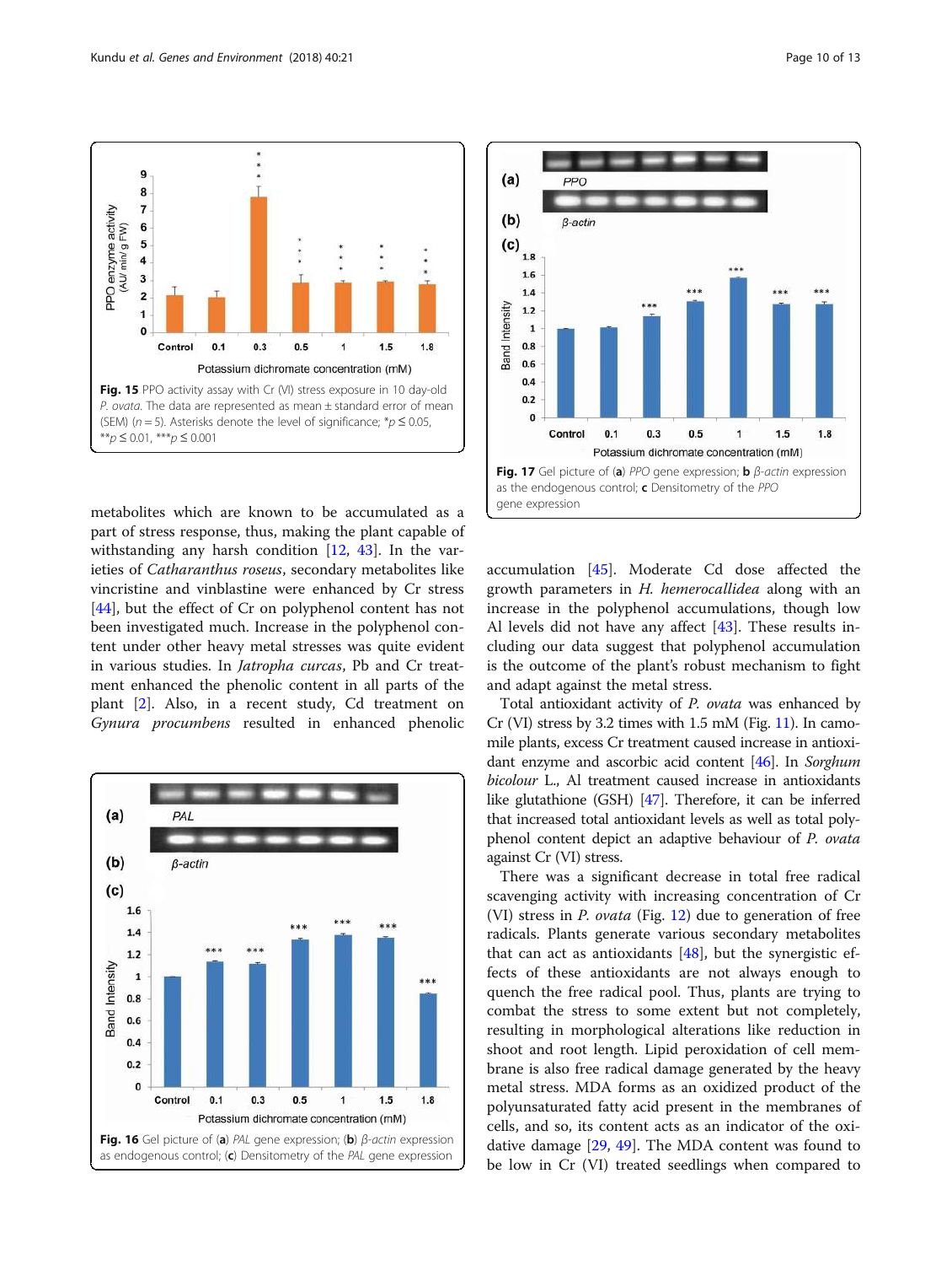9
8
7
6
5
4
3
2
1
0

PPO enzyme activity (AU/ min/ g FW)

***

*
*
*

*
*
*

*
*
*

*
*
*

Control 0.1 0.3 0.5 1 1.5 1.8

Potassium dichromate concentration (mM)

**Fig. 15** PPO activity assay with Cr (VI) stress exposure in 10 day-old *P. ovata*. The data are represented as mean ± standard error of mean (SEM) ($n = 5$). Asterisks denote the level of significance; *$p \leq 0.05$, **$p \leq 0.01$, ***$p \leq 0.001$

(a) *PPO*

(b) *β-actin*

(c)

1.8
1.6
1.4
1.2
1
0.8
0.6
0.4
0.2
0

Band Intensity

*** *** *** *** ***

Control 0.1 0.3 0.5 1 1.5 1.8

Potassium dichromate concentration (mM)

**Fig. 17** Gel picture of (**a**) *PPO* gene expression; **b** *β-actin* expression as the endogenous control; **c** Densitometry of the *PPO* gene expression

metabolites which are known to be accumulated as a part of stress response, thus, making the plant capable of withstanding any harsh condition [12, 43]. In the varieties of *Catharanthus roseus*, secondary metabolites like vincristine and vinblastine were enhanced by Cr stress [44], but the effect of Cr on polyphenol content has not been investigated much. Increase in the polyphenol content under other heavy metal stresses was quite evident in various studies. In *Jatropha curcas*, Pb and Cr treatment enhanced the phenolic content in all parts of the plant [2]. Also, in a recent study, Cd treatment on *Gynura procumbens* resulted in enhanced phenolic accumulation [45]. Moderate Cd dose affected the growth parameters in *H. hemerocallidea* along with an increase in the polyphenol accumulations, though low Al levels did not have any affect [43]. These results including our data suggest that polyphenol accumulation is the outcome of the plant's robust mechanism to fight and adapt against the metal stress.

(a) *PAL*

(b) *β-actin*

(c)

1.6
1.4
1.2
1
0.8
0.6
0.4
0.2
0

Band Intensity

*** *** *** *** *** ***

Control 0.1 0.3 0.5 1 1.5 1.8

Potassium dichromate concentration (mM)

**Fig. 16** Gel picture of (**a**) *PAL* gene expression; (**b**) *β-actin* expression as endogenous control; (**c**) Densitometry of the *PAL* gene expression

Total antioxidant activity of *P. ovata* was enhanced by Cr (VI) stress by 3.2 times with 1.5 mM (Fig. 11). In camomile plants, excess Cr treatment caused increase in antioxidant enzyme and ascorbic acid content [46]. In *Sorghum bicolour* L., Al treatment caused increase in antioxidants like glutathione (GSH) [47]. Therefore, it can be inferred that increased total antioxidant levels as well as total polyphenol content depict an adaptive behaviour of *P. ovata* against Cr (VI) stress.

There was a significant decrease in total free radical scavenging activity with increasing concentration of Cr (VI) stress in *P. ovata* (Fig. 12) due to generation of free radicals. Plants generate various secondary metabolites that can act as antioxidants [48], but the synergistic effects of these antioxidants are not always enough to quench the free radical pool. Thus, plants are trying to combat the stress to some extent but not completely, resulting in morphological alterations like reduction in shoot and root length. Lipid peroxidation of cell membrane is also free radical damage generated by the heavy metal stress. MDA forms as an oxidized product of the polyunsaturated fatty acid present in the membranes of cells, and so, its content acts as an indicator of the oxidative damage [29, 49]. The MDA content was found to be low in Cr (VI) treated seedlings when compared to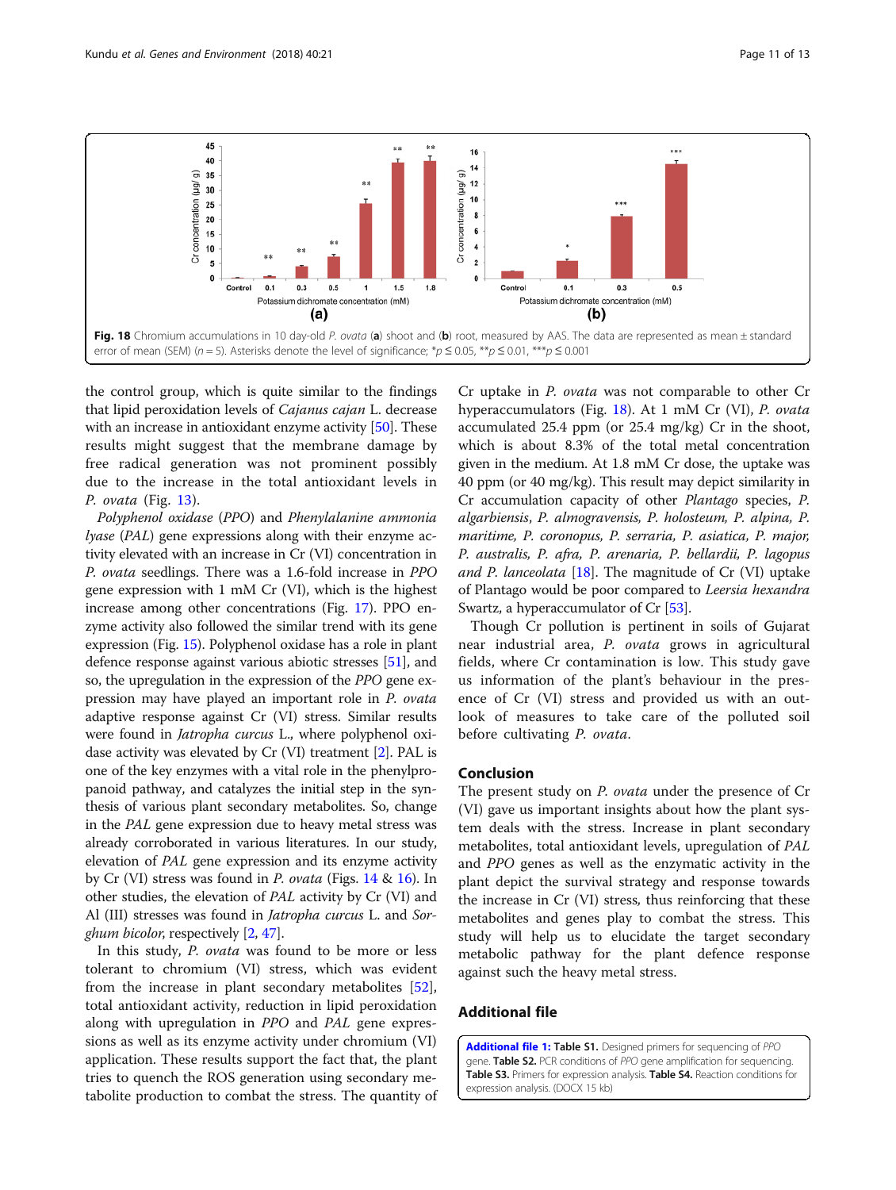45
40
35
30
25
20
15
10
5
0

Cr concentration (µg/ g)

Control 0.1 0.3 0.5 1 1.5 1.8

Potassium dichromate concentration (mM)

(a)

16
14
12
10
8
6
4
2
0

Cr concentration (µg/ g)

Control 0.1 0.3 0.5

Potassium dichromate concentration (mM)

(b)

**Fig. 18** Chromium accumulations in 10 day-old *P. ovata* (**a**) shoot and (**b**) root, measured by AAS. The data are represented as mean ± standard error of mean (SEM) ($n = 5$). Asterisks denote the level of significance; *$p \leq 0.05$, **$p \leq 0.01$, ***$p \leq 0.001$

the control group, which is quite similar to the findings that lipid peroxidation levels of *Cajanus cajan* L. decrease with an increase in antioxidant enzyme activity [50]. These results might suggest that the membrane damage by free radical generation was not prominent possibly due to the increase in the total antioxidant levels in *P. ovata* (Fig. 13).

*Polyphenol oxidase* (*PPO*) and *Phenylalanine ammonia lyase* (*PAL*) gene expressions along with their enzyme activity elevated with an increase in Cr (VI) concentration in *P. ovata* seedlings. There was a 1.6-fold increase in *PPO* gene expression with 1 mM Cr (VI), which is the highest increase among other concentrations (Fig. 17). PPO enzyme activity also followed the similar trend with its gene expression (Fig. 15). Polyphenol oxidase has a role in plant defence response against various abiotic stresses [51], and so, the upregulation in the expression of the *PPO* gene expression may have played an important role in *P. ovata* adaptive response against Cr (VI) stress. Similar results were found in *Jatropha curcus* L., where polyphenol oxidase activity was elevated by Cr (VI) treatment [2]. PAL is one of the key enzymes with a vital role in the phenylpropanoid pathway, and catalyzes the initial step in the synthesis of various plant secondary metabolites. So, change in the *PAL* gene expression due to heavy metal stress was already corroborated in various literatures. In our study, elevation of *PAL* gene expression and its enzyme activity by Cr (VI) stress was found in *P. ovata* (Figs. 14 & 16). In other studies, the elevation of *PAL* activity by Cr (VI) and Al (III) stresses was found in *Jatropha curcus* L. and *Sorghum bicolor*, respectively [2, 47].

In this study, *P. ovata* was found to be more or less tolerant to chromium (VI) stress, which was evident from the increase in plant secondary metabolites [52], total antioxidant activity, reduction in lipid peroxidation along with upregulation in *PPO* and *PAL* gene expressions as well as its enzyme activity under chromium (VI) application. These results support the fact that, the plant tries to quench the ROS generation using secondary metabolite production to combat the stress. The quantity of Cr uptake in *P. ovata* was not comparable to other Cr hyperaccumulators (Fig. 18). At 1 mM Cr (VI), *P. ovata* accumulated 25.4 ppm (or 25.4 mg/kg) Cr in the shoot, which is about 8.3% of the total metal concentration given in the medium. At 1.8 mM Cr dose, the uptake was 40 ppm (or 40 mg/kg). This result may depict similarity in Cr accumulation capacity of other *Plantago* species, *P. algarbiensis*, *P. almogravensis*, *P. holosteum*, *P. alpina*, *P. maritime*, *P. coronopus*, *P. serraria*, *P. asiatica*, *P. major*, *P. australis*, *P. afra*, *P. arenaria*, *P. bellardii*, *P. lagopus and P. lanceolata* [18]. The magnitude of Cr (VI) uptake of Plantago would be poor compared to *Leersia hexandra* Swartz, a hyperaccumulator of Cr [53].

Though Cr pollution is pertinent in soils of Gujarat near industrial area, *P. ovata* grows in agricultural fields, where Cr contamination is low. This study gave us information of the plant's behaviour in the presence of Cr (VI) stress and provided us with an outlook of measures to take care of the polluted soil before cultivating *P. ovata*.

## Conclusion

The present study on *P. ovata* under the presence of Cr (VI) gave us important insights about how the plant system deals with the stress. Increase in plant secondary metabolites, total antioxidant levels, upregulation of *PAL* and *PPO* genes as well as the enzymatic activity in the plant depict the survival strategy and response towards the increase in Cr (VI) stress, thus reinforcing that these metabolites and genes play to combat the stress. This study will help us to elucidate the target secondary metabolic pathway for the plant defence response against such the heavy metal stress.

## Additional file

**Additional file 1:** **Table S1.** Designed primers for sequencing of *PPO* gene. **Table S2.** PCR conditions of *PPO* gene amplification for sequencing. **Table S3.** Primers for expression analysis. **Table S4.** Reaction conditions for expression analysis. (DOCX 15 kb)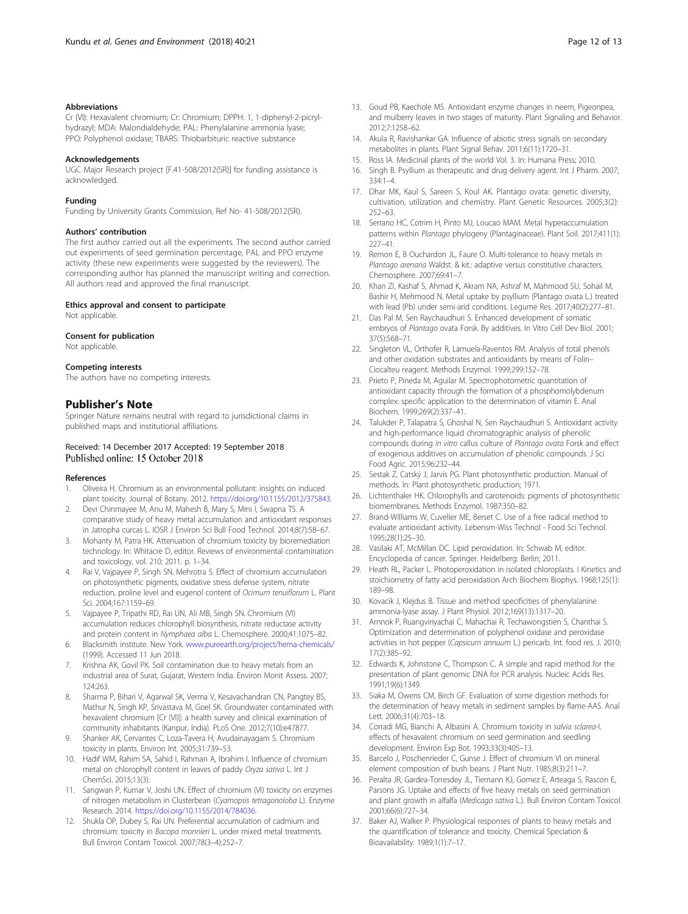### Abbreviations

Cr (VI): Hexavalent chromium; Cr: Chromium; DPPH: 1, 1-diphenyl-2-picryl-hydrazyl; MDA: Malondialdehyde; PAL: Phenylalanine ammonia lyase; PPO: Polyphenol oxidase; TBARS: Thiobarbituric reactive substance

### Acknowledgements

UGC Major Research project [F.41-508/2012(SR)] for funding assistance is acknowledged.

### Funding

Funding by University Grants Commission, Ref No- 41-508/2012(SR).

### Authors' contribution

The first author carried out all the experiments. The second author carried out experiments of seed germination percentage, PAL and PPO enzyme activity (these new experiments were suggested by the reviewers). The corresponding author has planned the manuscript writing and correction. All authors read and approved the final manuscript.

### Ethics approval and consent to participate

Not applicable.

### Consent for publication

Not applicable.

### Competing interests

The authors have no competing interests.

## Publisher's Note

Springer Nature remains neutral with regard to jurisdictional claims in published maps and institutional affiliations.

Received: 14 December 2017 Accepted: 19 September 2018
Published online: 15 October 2018

### References

1. Oliveira H. Chromium as an environmental pollutant: insights on induced plant toxicity. Journal of Botany. 2012. https://doi.org/10.1155/2012/375843.
2. Devi Chinmayee M, Anu M, Mahesh B, Mary S, Mini I, Swapna TS. A comparative study of heavy metal accumulation and antioxidant responses in Jatropha curcas L. IOSR J Environ Sci Bull Food Technol. 2014;8(7):58–67.
3. Mohanty M, Patra HK. Attenuation of chromium toxicity by bioremediation technology. In: Whitacre D, editor. Reviews of environmental contamination and toxicology, vol. 210; 2011. p. 1–34.
4. Rai V, Vajpayee P, Singh SN, Mehrotra S. Effect of chromium accumulation on photosynthetic pigments, oxidative stress defense system, nitrate reduction, proline level and eugenol content of *Ocimum tenuiflorum* L. Plant Sci. 2004;167:1159–69.
5. Vajpayee P, Tripathi RD, Rai UN, Ali MB, Singh SN. Chromium (VI) accumulation reduces chlorophyll biosynthesis, nitrate reductase activity and protein content in *Nymphaea alba* L. Chemosphere. 2000;41:1075–82.
6. Blacksmith institute. New York. www.pureearth.org/project/hema-chemicals/ (1999). Accessed 11 Jun 2018.
7. Krishna AK, Govil PK. Soil contamination due to heavy metals from an industrial area of Surat, Gujarat, Western India. Environ Monit Assess. 2007;124:263.
8. Sharma P, Bihari V, Agarwal SK, Verma V, Kesavachandran CN, Pangtey BS, Mathur N, Singh KP, Srivastava M, Goel SK. Groundwater contaminated with hexavalent chromium [Cr (VI)]: a health survey and clinical examination of community inhabitants (Kanpur, India). PLoS One. 2012;7(10):e47877.
9. Shanker AK, Cervantes C, Loza-Tavera H, Avudainayagam S. Chromium toxicity in plants. Environ Int. 2005;31:739–53.
10. Hadif WM, Rahim SA, Sahid I, Rahman A, Ibrahim I. Influence of chromium metal on chlorophyll content in leaves of paddy *Oryza sativa* L. Int J ChemSci. 2015;13(3).
11. Sangwan P, Kumar V, Joshi UN. Effect of chromium (VI) toxicity on enzymes of nitrogen metabolism in Clusterbean (*Cyamopsis tetragonoloba* L). Enzyme Research. 2014. https://doi.org/10.1155/2014/784036.
12. Shukla OP, Dubey S, Rai UN. Preferential accumulation of cadmium and chromium: toxicity in *Bacopa monnieri* L. under mixed metal treatments. Bull Environ Contam Toxicol. 2007;78(3–4):252–7.
13. Goud PB, Kaechole MS. Antioxidant enzyme changes in neem, Pigeonpea, and mulberry leaves in two stages of maturity. Plant Signaling and Behavior. 2012;7:1258–62.
14. Akula R, Ravishankar GA. Influence of abiotic stress signals on secondary metabolites in plants. Plant Signal Behav. 2011;6(11):1720–31.
15. Ross IA. Medicinal plants of the world Vol. 3. In: Humana Press; 2010.
16. Singh B. Psyllium as therapeutic and drug delivery agent. Int J Pharm. 2007;334:1–4.
17. Dhar MK, Kaul S, Sareen S, Koul AK. Plantago ovata: genetic diversity, cultivation, utilization and chemistry. Plant Genetic Resources. 2005;3(2):252–63.
18. Serrano HC, Cotrim H, Pinto MJ, Loucao MAM. Metal hyperaccumulation patterns within *Plantago* phylogeny (Plantaginaceae). Plant Soil. 2017;411(1):227–41.
19. Remon E, B Ouchardon JL, Faure O. Multi-tolerance to heavy metals in *Plantago arenaria* Waldst. & kit.: adaptive versus constitutive characters. Chemosphere. 2007;69:41–7.
20. Khan ZI, Kashaf S, Ahmad K, Akram NA, Ashraf M, Mahmood SU, Sohail M, Bashir H, Mehmood N. Metal uptake by psyllium (Plantago ovata L.) treated with lead (Pb) under semi-arid conditions. Legume Res. 2017;40(2):277–81.
21. Das Pal M, Sen Raychaudhuri S. Enhanced development of somatic embryos of *Plantago* ovata Forsk. By additives. In Vitro Cell Dev Biol. 2001;37(5):568–71.
22. Singleton VL, Orthofer R, Lamuela-Raventos RM. Analysis of total phenols and other oxidation substrates and antioxidants by means of Folin–Ciocalteu reagent. Methods Enzymol. 1999;299:152–78.
23. Prieto P, Pineda M, Aguilar M. Spectrophotometric quantitation of antioxidant capacity through the formation of a phosphomolybdenum complex: specific application to the determination of vitamin E. Anal Biochem. 1999;269(2):337–41.
24. Talukder P, Talapatra S, Ghoshal N, Sen Raychaudhuri S. Antioxidant activity and high-performance liquid chromatographic analysis of phenolic compounds during *in vitro* callus culture of *Plantago ovata* Forsk and effect of exogenous additives on accumulation of phenolic compounds. J Sci Food Agric. 2015;96:232–44.
25. Sestak Z, Catský J, Jarvis PG. Plant photosynthetic production. Manual of methods. In: Plant photosynthetic production; 1971.
26. Lichtenthaler HK. Chlorophylls and carotenoids: pigments of photosynthetic biomembranes. Methods Enzymol. 1987:350–82.
27. Brand-Williams W, Cuvelier ME, Berset C. Use of a free radical method to evaluate antioxidant activity. Lebensm-Wiss Technol - Food Sci Technol. 1995;28(1):25–30.
28. Vasilaki AT, McMillan DC. Lipid peroxidation. In: Schwab M, editor. Encyclopedia of cancer. Springer. Heidelberg: Berlin; 2011.
29. Heath RL, Packer L. Photoperoxidation in isolated chloroplasts. I Kinetics and stoichiometry of fatty acid peroxidation Arch Biochem Biophys. 1968;125(1):189–98.
30. Kovacik J, Klejdus B. Tissue and method specificities of phenylalanine ammonia-lyase assay. J Plant Physiol. 2012;169(13):1317–20.
31. Arnnok P, Ruangviriyachai C, Mahachai R, Techawongstien S, Chanthai S. Optimization and determination of polyphenol oxidase and peroxidase activities in hot pepper (*Capsicum annuum* L.) pericarb. Int. food res. J. 2010;17(2):385–92.
32. Edwards K, Johnstone C, Thompson C. A simple and rapid method for the presentation of plant genomic DNA for PCR analysis. Nucleic Acids Res. 1991;19(6):1349.
33. Siaka M, Owens CM, Birch GF. Evaluation of some digestion methods for the determination of heavy metals in sediment samples by flame-AAS. Anal Lett. 2006;31(4):703–18.
34. Corradi MG, Bianchi A, Albasini A. Chromium toxicity in *salvia sclarea*-l. effects of hexavalent chromium on seed germination and seedling development. Environ Exp Bot. 1993;33(3):405–13.
35. Barcelo J, Poschenrieder C, Gunse J. Effect of chromium VI on mineral element composition of bush beans. J Plant Nutr. 1985;8(3):211–7.
36. Peralta JR, Gardea-Torresdey JL, Tiemann KJ, Gomez E, Arteaga S, Rascon E, Parsons JG. Uptake and effects of five heavy metals on seed germination and plant growth in alfalfa (*Medicago sativa* L.). Bull Environ Contam Toxicol. 2001;66(6):727–34.
37. Baker AJ, Walker P. Physiological responses of plants to heavy metals and the quantification of tolerance and toxicity. Chemical Speciation & Bioavailability. 1989;1(1):7–17.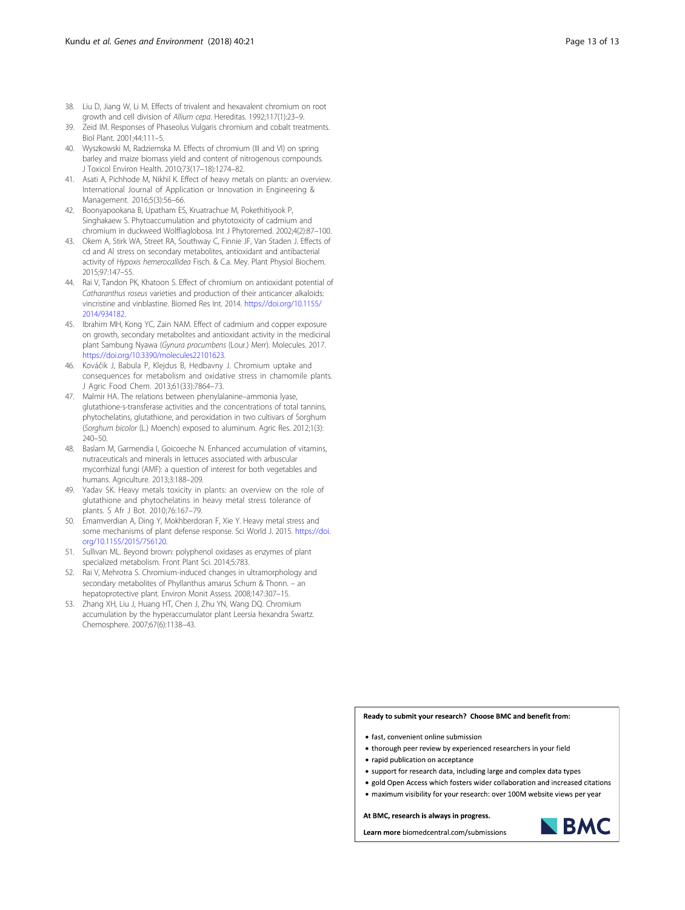38. Liu D, Jiang W, Li M. Effects of trivalent and hexavalent chromium on root growth and cell division of *Allium cepa*. Hereditas. 1992;117(1):23–9.
39. Zeid IM. Responses of Phaseolus Vulgaris chromium and cobalt treatments. Biol Plant. 2001;44:111–5.
40. Wyszkowski M, Radziemska M. Effects of chromium (III and VI) on spring barley and maize biomass yield and content of nitrogenous compounds. J Toxicol Environ Health. 2010;73(17–18):1274–82.
41. Asati A, Pichhode M, Nikhil K. Effect of heavy metals on plants: an overview. International Journal of Application or Innovation in Engineering & Management. 2016;5(3):56–66.
42. Boonyapookana B, Upatham ES, Kruatrachue M, Pokethitiyook P, Singhakaew S. Phytoaccumulation and phytotoxicity of cadmium and chromium in duckweed Wolffiaglobosa. Int J Phytoremed. 2002;4(2):87–100.
43. Okem A, Stirk WA, Street RA, Southway C, Finnie JF, Van Staden J. Effects of cd and Al stress on secondary metabolites, antioxidant and antibacterial activity of *Hypoxis hemerocallidea* Fisch. & C.a. Mey. Plant Physiol Biochem. 2015;97:147–55.
44. Rai V, Tandon PK, Khatoon S. Effect of chromium on antioxidant potential of *Catharanthus roseus* varieties and production of their anticancer alkaloids: vincristine and vinblastine. Biomed Res Int. 2014. https://doi.org/10.1155/2014/934182.
45. Ibrahim MH, Kong YC, Zain NAM. Effect of cadmium and copper exposure on growth, secondary metabolites and antioxidant activity in the medicinal plant Sambung Nyawa (*Gynura procumbens* (Lour.) Merr). Molecules. 2017. https://doi.org/10.3390/molecules22101623.
46. Kováčik J, Babula P, Klejdus B, Hedbavny J. Chromium uptake and consequences for metabolism and oxidative stress in chamomile plants. J Agric Food Chem. 2013;61(33):7864–73.
47. Malmir HA. The relations between phenylalanine–ammonia lyase, glutathione-s-transferase activities and the concentrations of total tannins, phytochelatins, glutathione, and peroxidation in two cultivars of Sorghum (*Sorghum bicolor* (L.) Moench) exposed to aluminum. Agric Res. 2012;1(3):240–50.
48. Baslam M, Garmendia I, Goicoeche N. Enhanced accumulation of vitamins, nutraceuticals and minerals in lettuces associated with arbuscular mycorrhizal fungi (AMF): a question of interest for both vegetables and humans. Agriculture. 2013;3:188–209.
49. Yadav SK. Heavy metals toxicity in plants: an overview on the role of glutathione and phytochelatins in heavy metal stress tolerance of plants. S Afr J Bot. 2010;76:167–79.
50. Emamverdian A, Ding Y, Mokhberdoran F, Xie Y. Heavy metal stress and some mechanisms of plant defense response. Sci World J. 2015. https://doi.org/10.1155/2015/756120.
51. Sullivan ML. Beyond brown: polyphenol oxidases as enzymes of plant specialized metabolism. Front Plant Sci. 2014;5:783.
52. Rai V, Mehrotra S. Chromium-induced changes in ultramorphology and secondary metabolites of Phyllanthus amarus Schum & Thonn. – an hepatoprotective plant. Environ Monit Assess. 2008;147:307–15.
53. Zhang XH, Liu J, Huang HT, Chen J, Zhu YN, Wang DQ. Chromium accumulation by the hyperaccumulator plant Leersia hexandra Swartz. Chemosphere. 2007;67(6):1138–43.

**Ready to submit your research? Choose BMC and benefit from:**

- fast, convenient online submission
- thorough peer review by experienced researchers in your field
- rapid publication on acceptance
- support for research data, including large and complex data types
- gold Open Access which fosters wider collaboration and increased citations
- maximum visibility for your research: over 100M website views per year

**At BMC, research is always in progress.**

**Learn more** biomedcentral.com/submissions

BMC